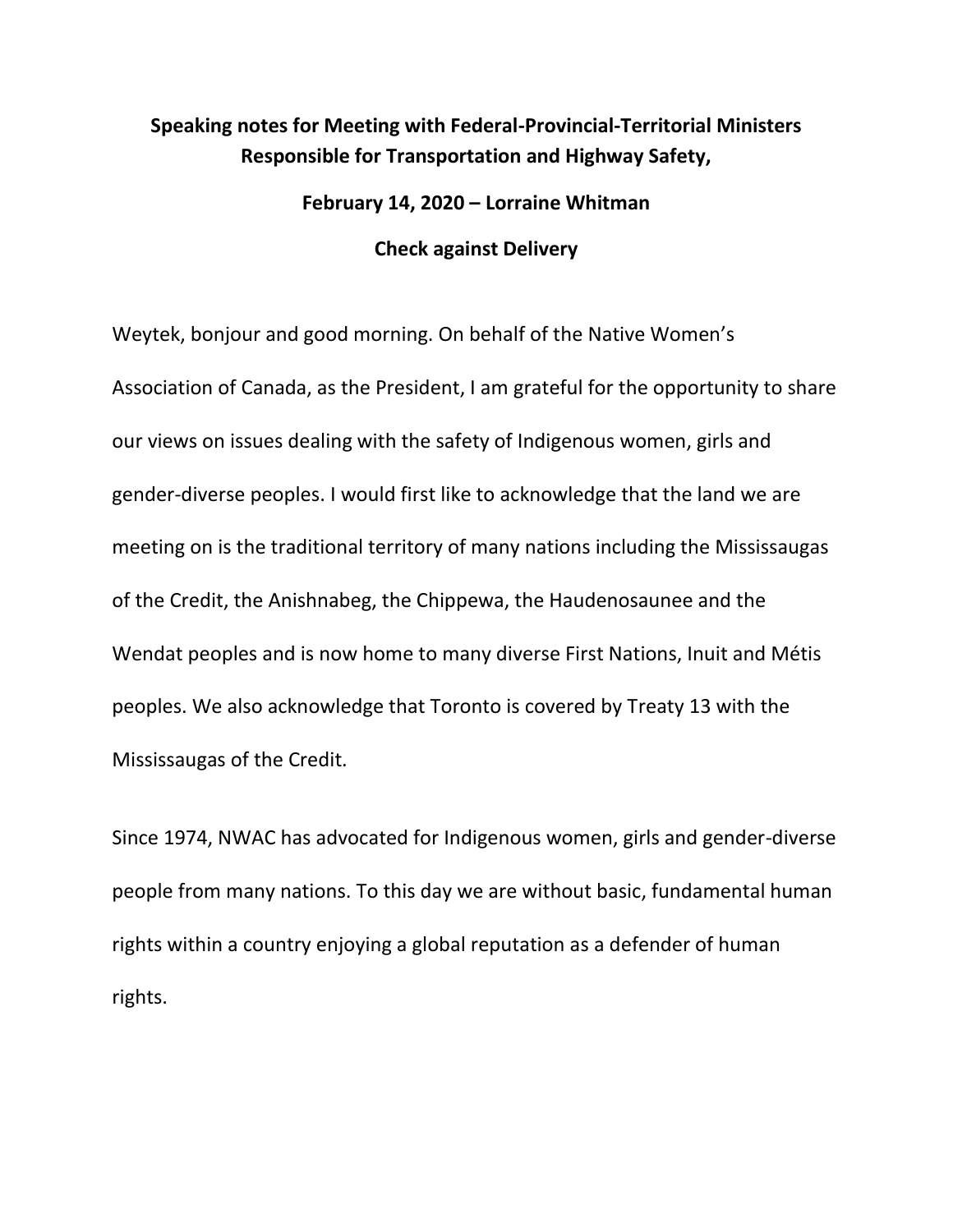**Speaking notes for Meeting with Federal-Provincial-Territorial Ministers Responsible for Transportation and Highway Safety,**

**February 14, 2020 – Lorraine Whitman**

**Check against Delivery**

Weytek, bonjour and good morning. On behalf of the Native Women's Association of Canada, as the President, I am grateful for the opportunity to share our views on issues dealing with the safety of Indigenous women, girls and gender-diverse peoples. I would first like to acknowledge that the land we are meeting on is the traditional territory of many nations including the Mississaugas of the Credit, the Anishnabeg, the Chippewa, the Haudenosaunee and the Wendat peoples and is now home to many diverse First Nations, Inuit and Métis peoples. We also acknowledge that Toronto is covered by Treaty 13 with the Mississaugas of the Credit.

Since 1974, NWAC has advocated for Indigenous women, girls and gender-diverse people from many nations. To this day we are without basic, fundamental human rights within a country enjoying a global reputation as a defender of human rights.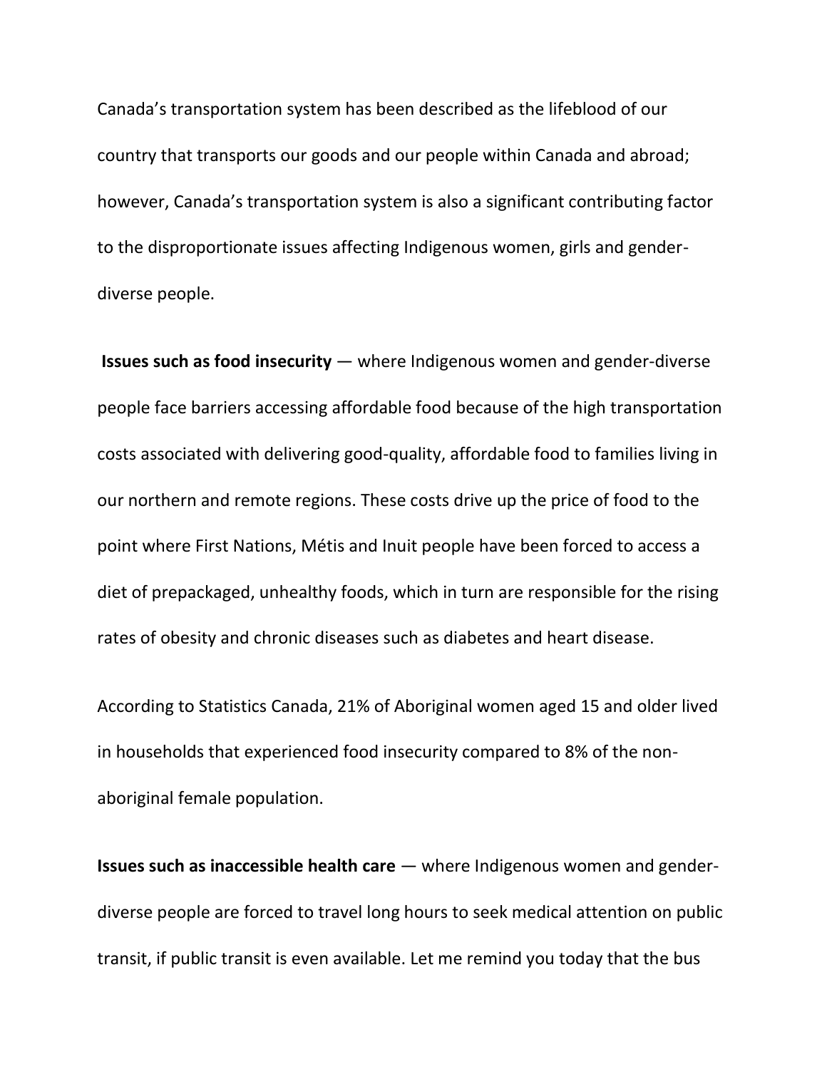Canada's transportation system has been described as the lifeblood of our country that transports our goods and our people within Canada and abroad; however, Canada's transportation system is also a significant contributing factor to the disproportionate issues affecting Indigenous women, girls and gender-diverse people.

**Issues such as food insecurity** — where Indigenous women and gender-diverse people face barriers accessing affordable food because of the high transportation costs associated with delivering good-quality, affordable food to families living in our northern and remote regions. These costs drive up the price of food to the point where First Nations, Métis and Inuit people have been forced to access a diet of prepackaged, unhealthy foods, which in turn are responsible for the rising rates of obesity and chronic diseases such as diabetes and heart disease.

According to Statistics Canada, 21% of Aboriginal women aged 15 and older lived in households that experienced food insecurity compared to 8% of the non-aboriginal female population.

**Issues such as inaccessible health care** — where Indigenous women and gender-diverse people are forced to travel long hours to seek medical attention on public transit, if public transit is even available. Let me remind you today that the bus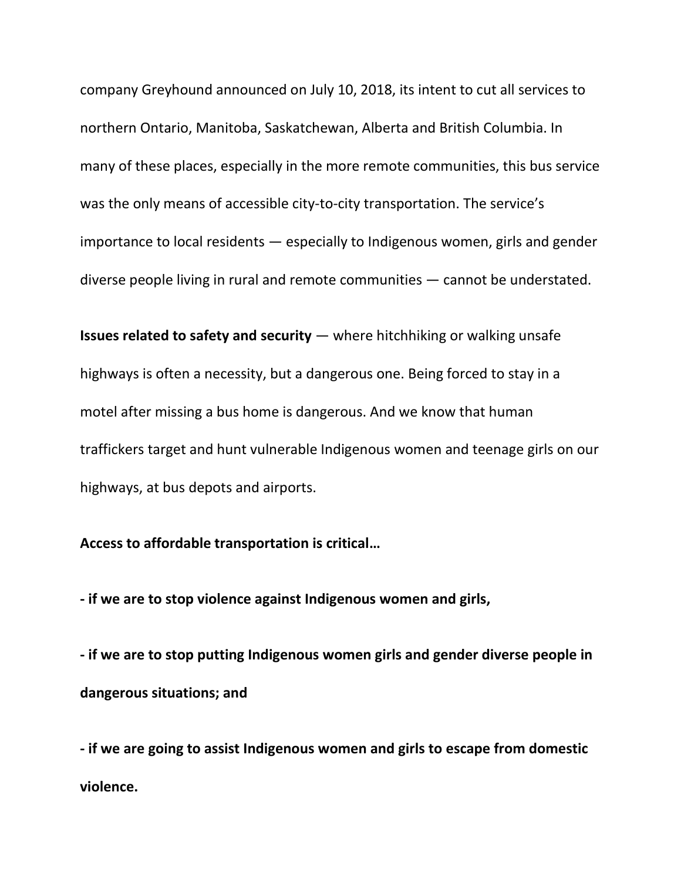company Greyhound announced on July 10, 2018, its intent to cut all services to northern Ontario, Manitoba, Saskatchewan, Alberta and British Columbia. In many of these places, especially in the more remote communities, this bus service was the only means of accessible city-to-city transportation. The service's importance to local residents — especially to Indigenous women, girls and gender diverse people living in rural and remote communities — cannot be understated.

**Issues related to safety and security** — where hitchhiking or walking unsafe highways is often a necessity, but a dangerous one. Being forced to stay in a motel after missing a bus home is dangerous. And we know that human traffickers target and hunt vulnerable Indigenous women and teenage girls on our highways, at bus depots and airports.

**Access to affordable transportation is critical…**

**- if we are to stop violence against Indigenous women and girls,**

**- if we are to stop putting Indigenous women girls and gender diverse people in dangerous situations; and**

**- if we are going to assist Indigenous women and girls to escape from domestic violence.**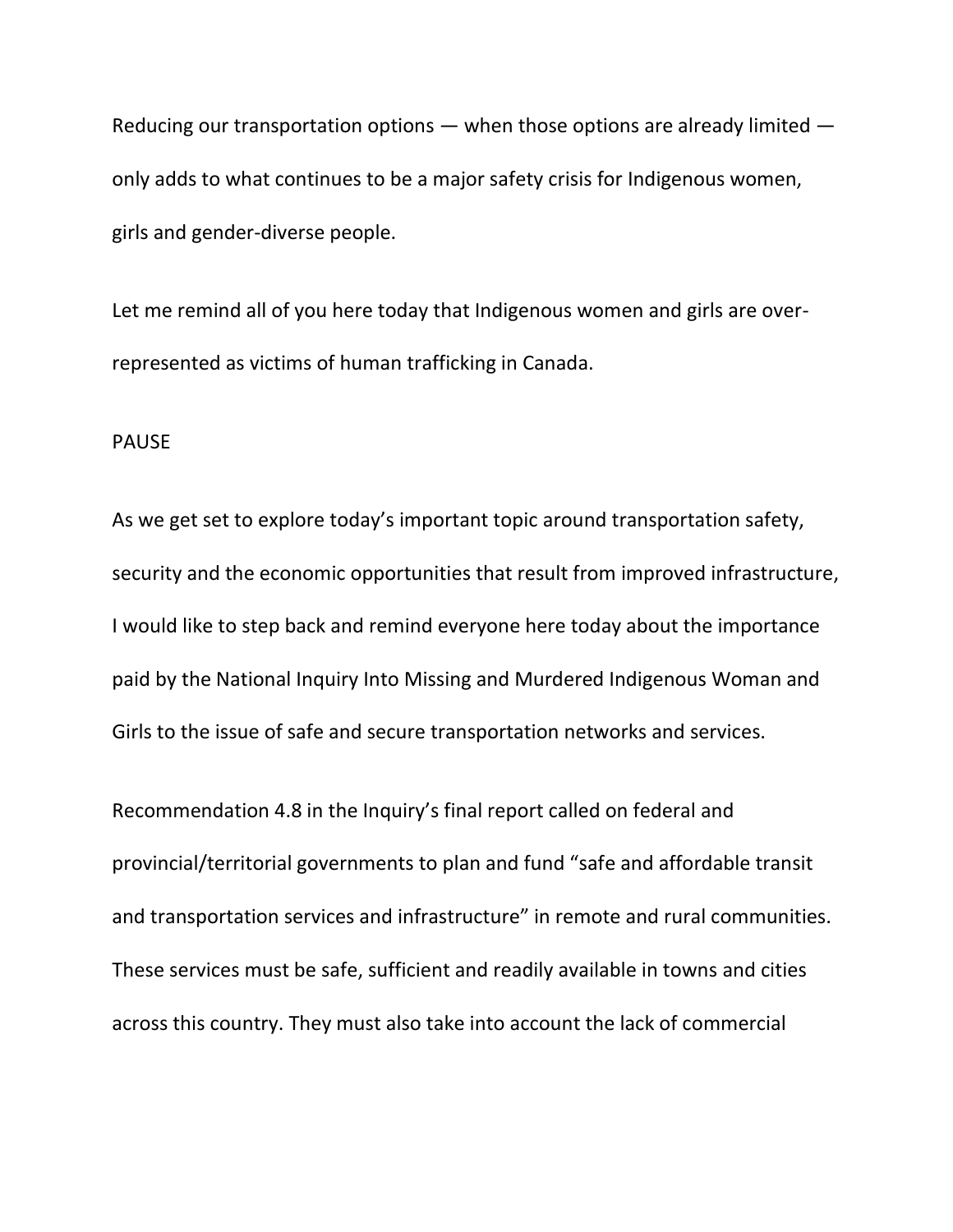Reducing our transportation options — when those options are already limited — only adds to what continues to be a major safety crisis for Indigenous women, girls and gender-diverse people.

Let me remind all of you here today that Indigenous women and girls are over-represented as victims of human trafficking in Canada.

PAUSE

As we get set to explore today's important topic around transportation safety, security and the economic opportunities that result from improved infrastructure, I would like to step back and remind everyone here today about the importance paid by the National Inquiry Into Missing and Murdered Indigenous Woman and Girls to the issue of safe and secure transportation networks and services.

Recommendation 4.8 in the Inquiry's final report called on federal and provincial/territorial governments to plan and fund "safe and affordable transit and transportation services and infrastructure" in remote and rural communities. These services must be safe, sufficient and readily available in towns and cities across this country. They must also take into account the lack of commercial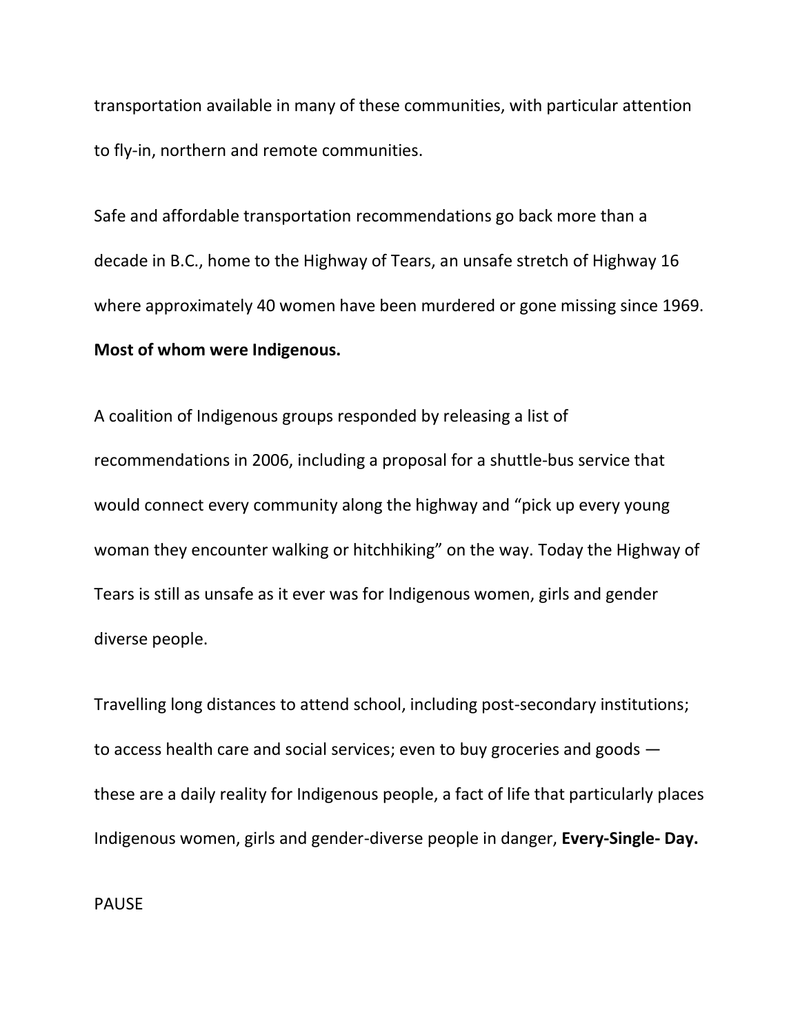transportation available in many of these communities, with particular attention to fly-in, northern and remote communities.

Safe and affordable transportation recommendations go back more than a decade in B.C., home to the Highway of Tears, an unsafe stretch of Highway 16 where approximately 40 women have been murdered or gone missing since 1969. **Most of whom were Indigenous.**

A coalition of Indigenous groups responded by releasing a list of recommendations in 2006, including a proposal for a shuttle-bus service that would connect every community along the highway and "pick up every young woman they encounter walking or hitchhiking" on the way. Today the Highway of Tears is still as unsafe as it ever was for Indigenous women, girls and gender diverse people.

Travelling long distances to attend school, including post-secondary institutions; to access health care and social services; even to buy groceries and goods — these are a daily reality for Indigenous people, a fact of life that particularly places Indigenous women, girls and gender-diverse people in danger, **Every-Single- Day.**

PAUSE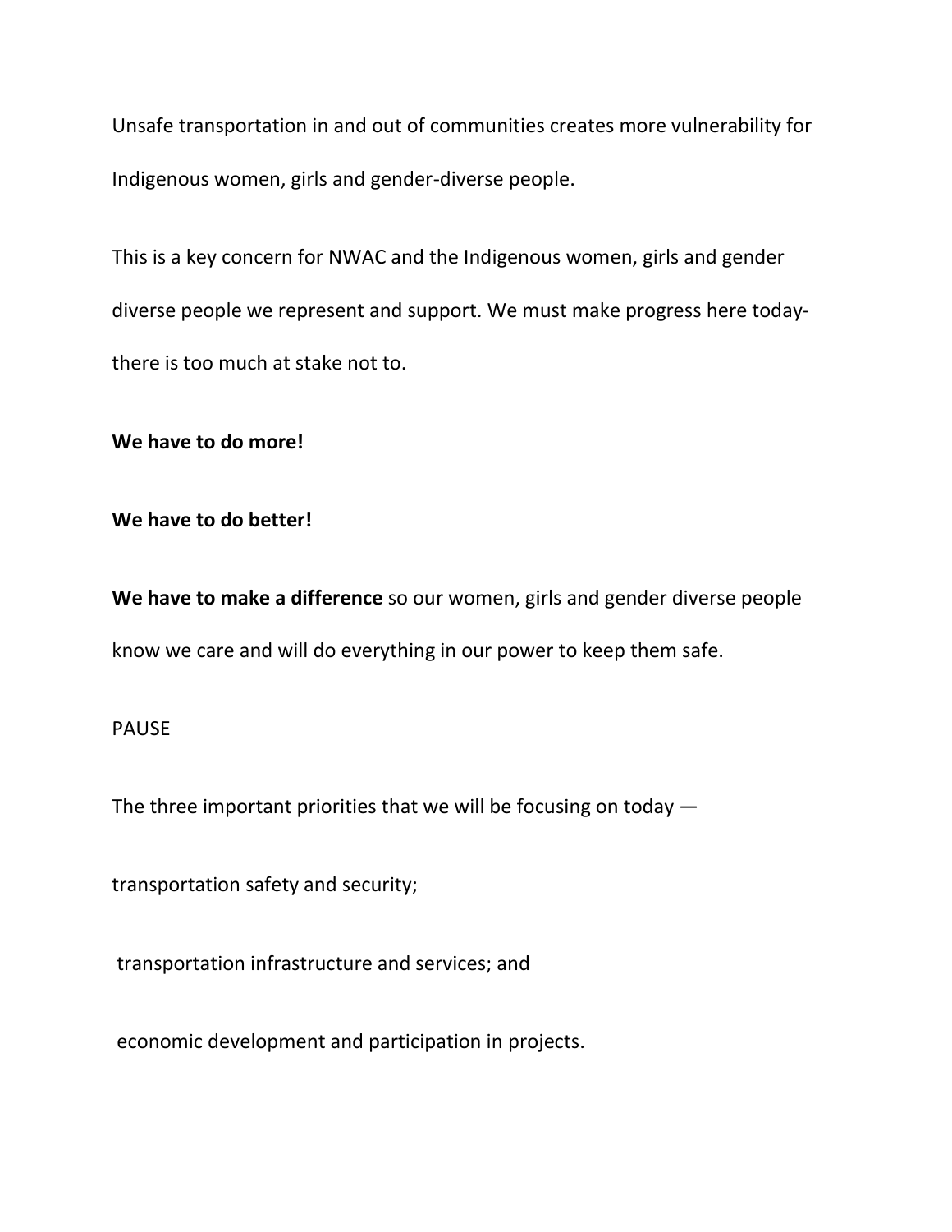Unsafe transportation in and out of communities creates more vulnerability for Indigenous women, girls and gender-diverse people.

This is a key concern for NWAC and the Indigenous women, girls and gender diverse people we represent and support. We must make progress here today- there is too much at stake not to.

**We have to do more!**

**We have to do better!**

**We have to make a difference** so our women, girls and gender diverse people know we care and will do everything in our power to keep them safe.

PAUSE

The three important priorities that we will be focusing on today —

transportation safety and security;

transportation infrastructure and services; and

economic development and participation in projects.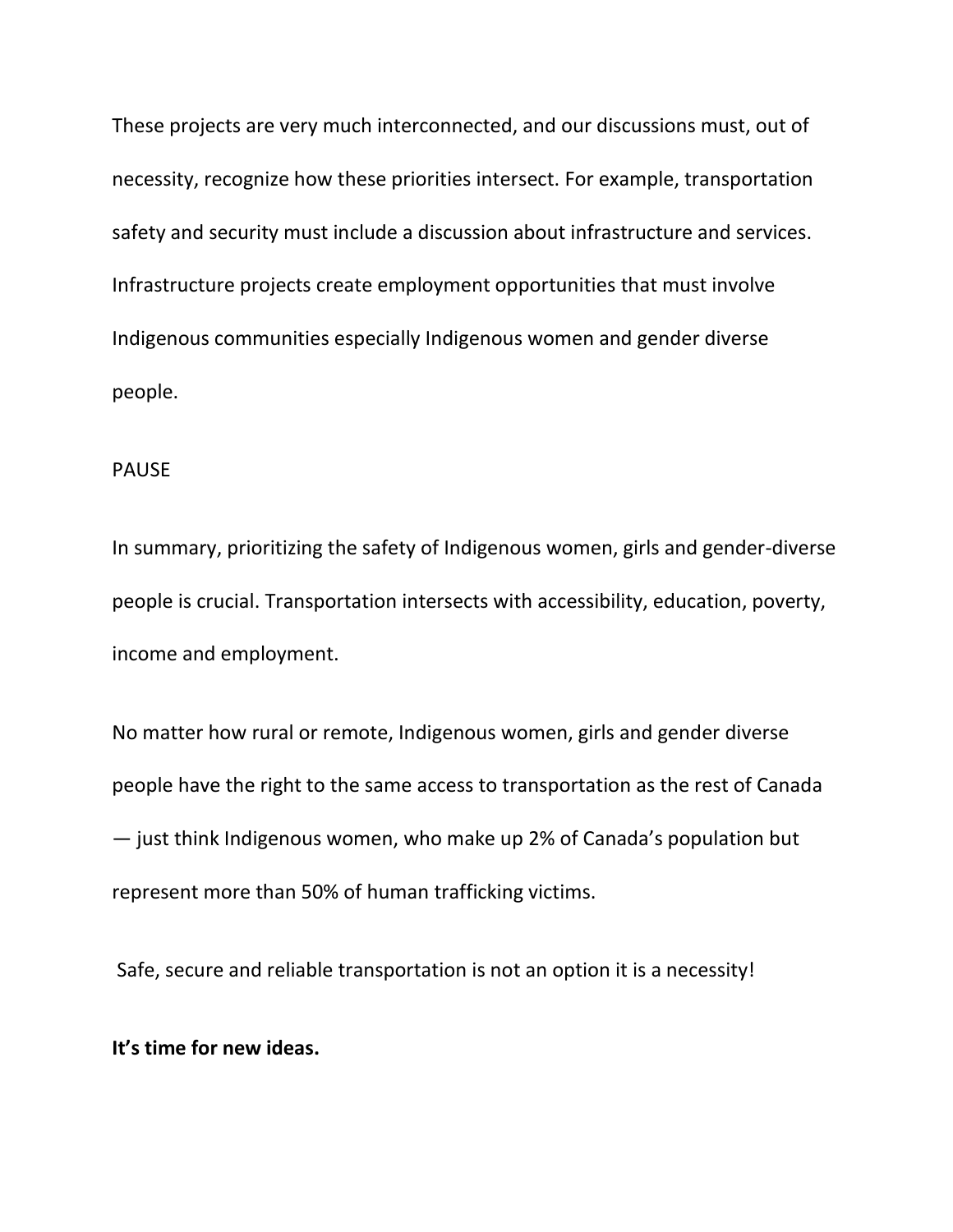These projects are very much interconnected, and our discussions must, out of necessity, recognize how these priorities intersect. For example, transportation safety and security must include a discussion about infrastructure and services. Infrastructure projects create employment opportunities that must involve Indigenous communities especially Indigenous women and gender diverse people.

PAUSE

In summary, prioritizing the safety of Indigenous women, girls and gender-diverse people is crucial. Transportation intersects with accessibility, education, poverty, income and employment.

No matter how rural or remote, Indigenous women, girls and gender diverse people have the right to the same access to transportation as the rest of Canada — just think Indigenous women, who make up 2% of Canada's population but represent more than 50% of human trafficking victims.

Safe, secure and reliable transportation is not an option it is a necessity!

**It's time for new ideas.**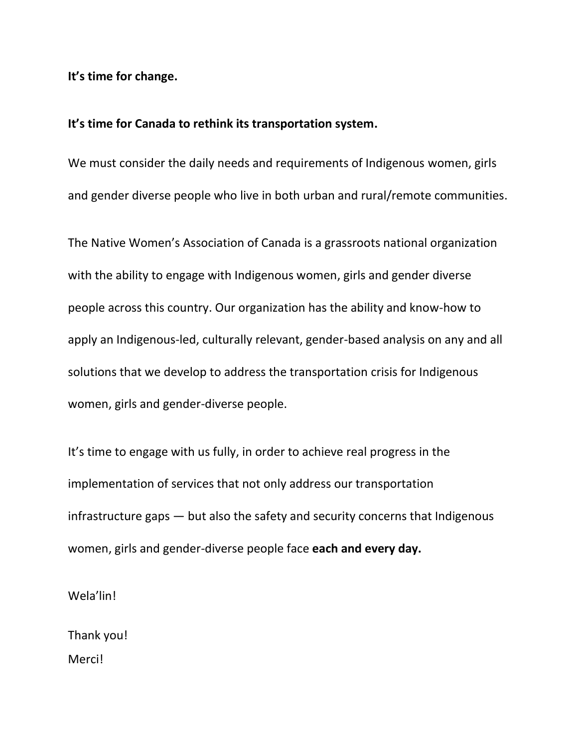**It's time for change.**

**It's time for Canada to rethink its transportation system.**

We must consider the daily needs and requirements of Indigenous women, girls and gender diverse people who live in both urban and rural/remote communities.

The Native Women's Association of Canada is a grassroots national organization with the ability to engage with Indigenous women, girls and gender diverse people across this country. Our organization has the ability and know-how to apply an Indigenous-led, culturally relevant, gender-based analysis on any and all solutions that we develop to address the transportation crisis for Indigenous women, girls and gender-diverse people.

It's time to engage with us fully, in order to achieve real progress in the implementation of services that not only address our transportation infrastructure gaps — but also the safety and security concerns that Indigenous women, girls and gender-diverse people face **each and every day.**

Wela'lin!

Thank you!
Merci!